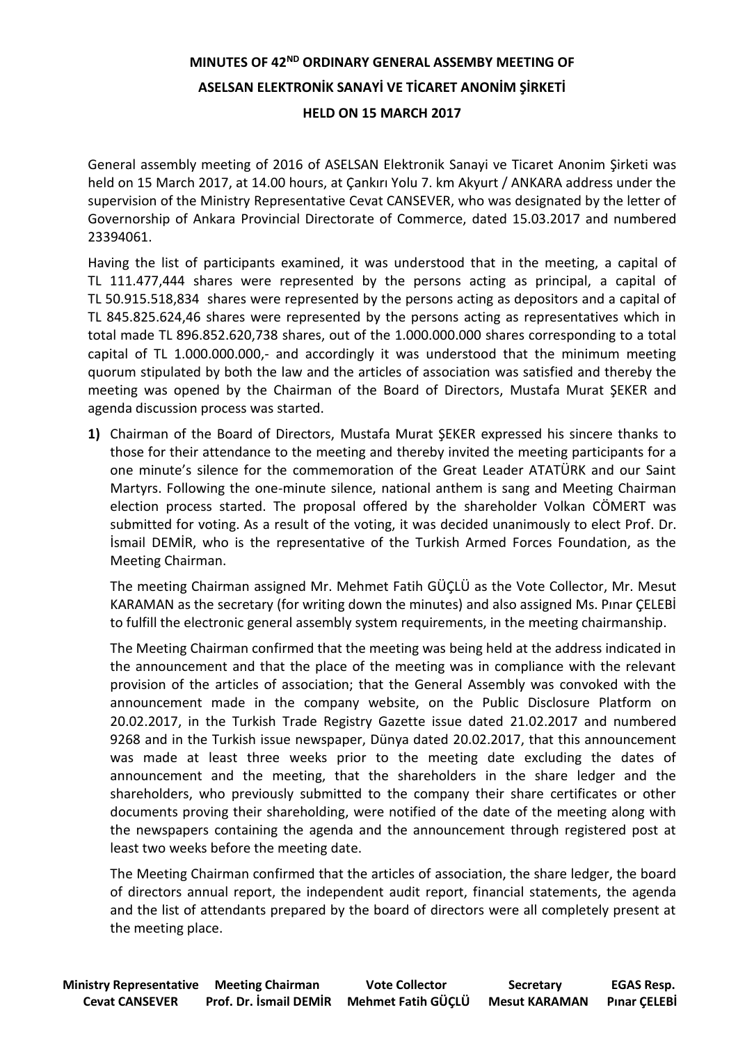# MINUTES OF 42ND ORDINARY GENERAL ASSEMBY MEETING OF ASELSAN ELEKTRONİK SANAYİ VE TİCARET ANONİM ŞİRKETİ HELD ON 15 MARCH 2017

General assembly meeting of 2016 of ASELSAN Elektronik Sanayi ve Ticaret Anonim Şirketi was held on 15 March 2017, at 14.00 hours, at Çankırı Yolu 7. km Akyurt / ANKARA address under the supervision of the Ministry Representative Cevat CANSEVER, who was designated by the letter of Governorship of Ankara Provincial Directorate of Commerce, dated 15.03.2017 and numbered 23394061.

Having the list of participants examined, it was understood that in the meeting, a capital of TL 111.477,444 shares were represented by the persons acting as principal, a capital of TL 50.915.518,834 shares were represented by the persons acting as depositors and a capital of TL 845.825.624,46 shares were represented by the persons acting as representatives which in total made TL 896.852.620,738 shares, out of the 1.000.000.000 shares corresponding to a total capital of TL 1.000.000.000,- and accordingly it was understood that the minimum meeting quorum stipulated by both the law and the articles of association was satisfied and thereby the meeting was opened by the Chairman of the Board of Directors, Mustafa Murat ŞEKER and agenda discussion process was started.

**1)** Chairman of the Board of Directors, Mustafa Murat ŞEKER expressed his sincere thanks to those for their attendance to the meeting and thereby invited the meeting participants for a one minute's silence for the commemoration of the Great Leader ATATÜRK and our Saint Martyrs. Following the one-minute silence, national anthem is sang and Meeting Chairman election process started. The proposal offered by the shareholder Volkan CÖMERT was submitted for voting. As a result of the voting, it was decided unanimously to elect Prof. Dr. İsmail DEMİR, who is the representative of the Turkish Armed Forces Foundation, as the Meeting Chairman.

The meeting Chairman assigned Mr. Mehmet Fatih GÜÇLÜ as the Vote Collector, Mr. Mesut KARAMAN as the secretary (for writing down the minutes) and also assigned Ms. Pınar ÇELEBİ to fulfill the electronic general assembly system requirements, in the meeting chairmanship.

The Meeting Chairman confirmed that the meeting was being held at the address indicated in the announcement and that the place of the meeting was in compliance with the relevant provision of the articles of association; that the General Assembly was convoked with the announcement made in the company website, on the Public Disclosure Platform on 20.02.2017, in the Turkish Trade Registry Gazette issue dated 21.02.2017 and numbered 9268 and in the Turkish issue newspaper, Dünya dated 20.02.2017, that this announcement was made at least three weeks prior to the meeting date excluding the dates of announcement and the meeting, that the shareholders in the share ledger and the shareholders, who previously submitted to the company their share certificates or other documents proving their shareholding, were notified of the date of the meeting along with the newspapers containing the agenda and the announcement through registered post at least two weeks before the meeting date.

The Meeting Chairman confirmed that the articles of association, the share ledger, the board of directors annual report, the independent audit report, financial statements, the agenda and the list of attendants prepared by the board of directors were all completely present at the meeting place.

| Ministry Representative | Meeting Chairman | Vote Collector | Secretary | EGAS Resp. |
|---|---|---|---|---|
| Cevat CANSEVER | Prof. Dr. İsmail DEMİR | Mehmet Fatih GÜÇLÜ | Mesut KARAMAN | Pınar ÇELEBİ |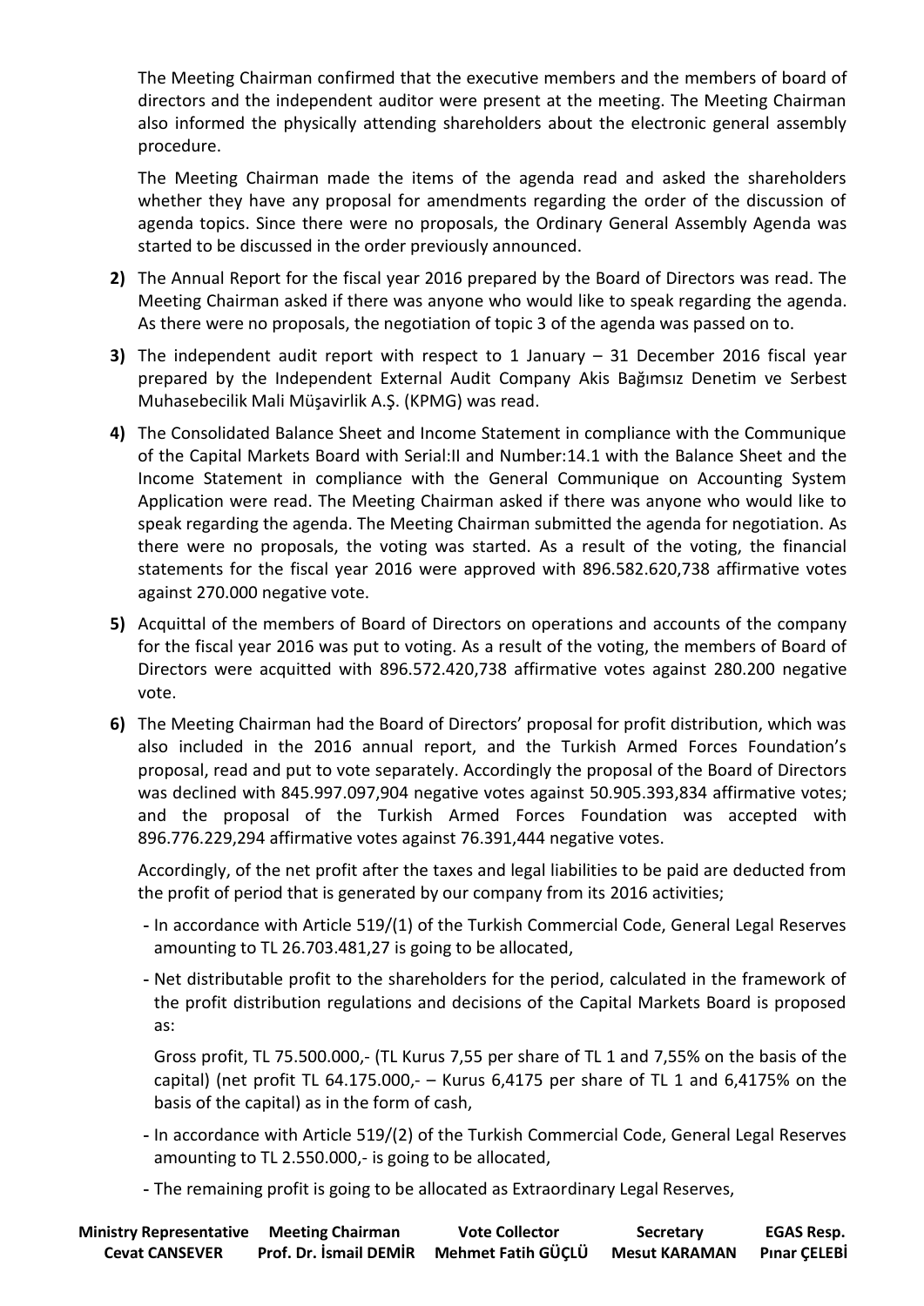The Meeting Chairman confirmed that the executive members and the members of board of directors and the independent auditor were present at the meeting. The Meeting Chairman also informed the physically attending shareholders about the electronic general assembly procedure.

The Meeting Chairman made the items of the agenda read and asked the shareholders whether they have any proposal for amendments regarding the order of the discussion of agenda topics. Since there were no proposals, the Ordinary General Assembly Agenda was started to be discussed in the order previously announced.

**2)** The Annual Report for the fiscal year 2016 prepared by the Board of Directors was read. The Meeting Chairman asked if there was anyone who would like to speak regarding the agenda. As there were no proposals, the negotiation of topic 3 of the agenda was passed on to.

**3)** The independent audit report with respect to 1 January – 31 December 2016 fiscal year prepared by the Independent External Audit Company Akis Bağımsız Denetim ve Serbest Muhasebecilik Mali Müşavirlik A.Ş. (KPMG) was read.

**4)** The Consolidated Balance Sheet and Income Statement in compliance with the Communique of the Capital Markets Board with Serial:II and Number:14.1 with the Balance Sheet and the Income Statement in compliance with the General Communique on Accounting System Application were read. The Meeting Chairman asked if there was anyone who would like to speak regarding the agenda. The Meeting Chairman submitted the agenda for negotiation. As there were no proposals, the voting was started. As a result of the voting, the financial statements for the fiscal year 2016 were approved with 896.582.620,738 affirmative votes against 270.000 negative vote.

**5)** Acquittal of the members of Board of Directors on operations and accounts of the company for the fiscal year 2016 was put to voting. As a result of the voting, the members of Board of Directors were acquitted with 896.572.420,738 affirmative votes against 280.200 negative vote.

**6)** The Meeting Chairman had the Board of Directors' proposal for profit distribution, which was also included in the 2016 annual report, and the Turkish Armed Forces Foundation's proposal, read and put to vote separately. Accordingly the proposal of the Board of Directors was declined with 845.997.097,904 negative votes against 50.905.393,834 affirmative votes; and the proposal of the Turkish Armed Forces Foundation was accepted with 896.776.229,294 affirmative votes against 76.391,444 negative votes.

Accordingly, of the net profit after the taxes and legal liabilities to be paid are deducted from the profit of period that is generated by our company from its 2016 activities;

- In accordance with Article 519/(1) of the Turkish Commercial Code, General Legal Reserves amounting to TL 26.703.481,27 is going to be allocated,
- Net distributable profit to the shareholders for the period, calculated in the framework of the profit distribution regulations and decisions of the Capital Markets Board is proposed as:

  Gross profit, TL 75.500.000,- (TL Kurus 7,55 per share of TL 1 and 7,55% on the basis of the capital) (net profit TL 64.175.000,- – Kurus 6,4175 per share of TL 1 and 6,4175% on the basis of the capital) as in the form of cash,

- In accordance with Article 519/(2) of the Turkish Commercial Code, General Legal Reserves amounting to TL 2.550.000,- is going to be allocated,
- The remaining profit is going to be allocated as Extraordinary Legal Reserves,

| Ministry Representative | Meeting Chairman | Vote Collector | Secretary | EGAS Resp. |
|---|---|---|---|---|
| Cevat CANSEVER | Prof. Dr. İsmail DEMİR | Mehmet Fatih GÜÇLÜ | Mesut KARAMAN | Pınar ÇELEBİ |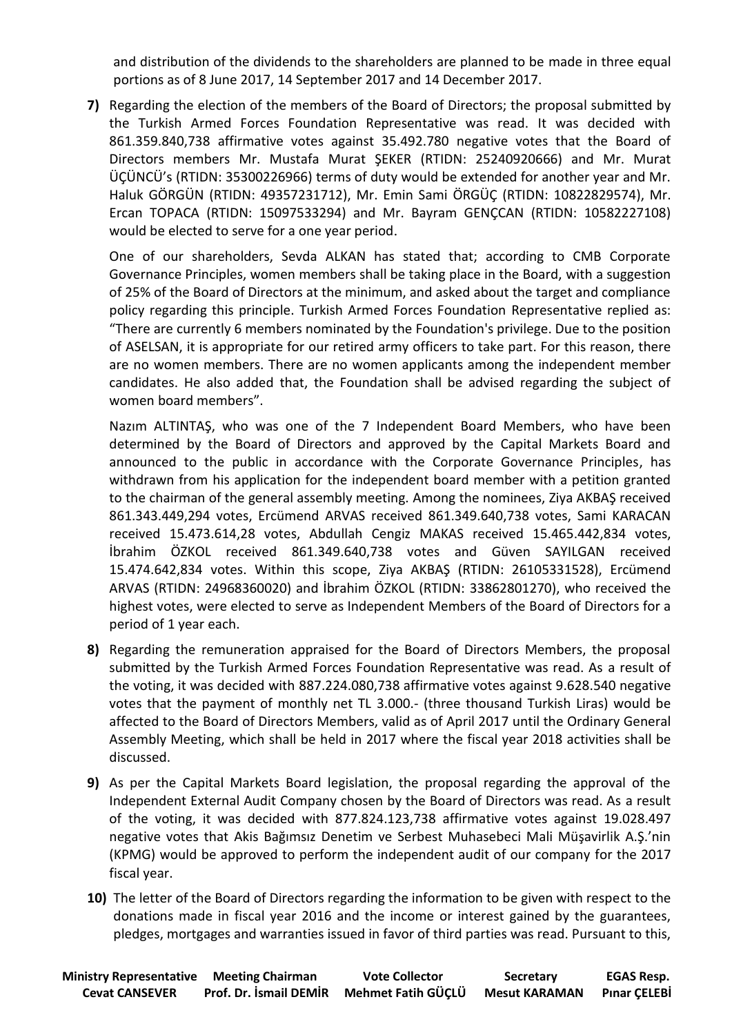and distribution of the dividends to the shareholders are planned to be made in three equal portions as of 8 June 2017, 14 September 2017 and 14 December 2017.

**7)** Regarding the election of the members of the Board of Directors; the proposal submitted by the Turkish Armed Forces Foundation Representative was read. It was decided with 861.359.840,738 affirmative votes against 35.492.780 negative votes that the Board of Directors members Mr. Mustafa Murat ŞEKER (RTIDN: 25240920666) and Mr. Murat ÜÇÜNCÜ's (RTIDN: 35300226966) terms of duty would be extended for another year and Mr. Haluk GÖRGÜN (RTIDN: 49357231712), Mr. Emin Sami ÖRGÜÇ (RTIDN: 10822829574), Mr. Ercan TOPACA (RTIDN: 15097533294) and Mr. Bayram GENÇCAN (RTIDN: 10582227108) would be elected to serve for a one year period.

One of our shareholders, Sevda ALKAN has stated that; according to CMB Corporate Governance Principles, women members shall be taking place in the Board, with a suggestion of 25% of the Board of Directors at the minimum, and asked about the target and compliance policy regarding this principle. Turkish Armed Forces Foundation Representative replied as: "There are currently 6 members nominated by the Foundation's privilege. Due to the position of ASELSAN, it is appropriate for our retired army officers to take part. For this reason, there are no women members. There are no women applicants among the independent member candidates. He also added that, the Foundation shall be advised regarding the subject of women board members".

Nazım ALTINTAŞ, who was one of the 7 Independent Board Members, who have been determined by the Board of Directors and approved by the Capital Markets Board and announced to the public in accordance with the Corporate Governance Principles, has withdrawn from his application for the independent board member with a petition granted to the chairman of the general assembly meeting. Among the nominees, Ziya AKBAŞ received 861.343.449,294 votes, Ercümend ARVAS received 861.349.640,738 votes, Sami KARACAN received 15.473.614,28 votes, Abdullah Cengiz MAKAS received 15.465.442,834 votes, İbrahim ÖZKOL received 861.349.640,738 votes and Güven SAYILGAN received 15.474.642,834 votes. Within this scope, Ziya AKBAŞ (RTIDN: 26105331528), Ercümend ARVAS (RTIDN: 24968360020) and İbrahim ÖZKOL (RTIDN: 33862801270), who received the highest votes, were elected to serve as Independent Members of the Board of Directors for a period of 1 year each.

**8)** Regarding the remuneration appraised for the Board of Directors Members, the proposal submitted by the Turkish Armed Forces Foundation Representative was read. As a result of the voting, it was decided with 887.224.080,738 affirmative votes against 9.628.540 negative votes that the payment of monthly net TL 3.000.- (three thousand Turkish Liras) would be affected to the Board of Directors Members, valid as of April 2017 until the Ordinary General Assembly Meeting, which shall be held in 2017 where the fiscal year 2018 activities shall be discussed.

**9)** As per the Capital Markets Board legislation, the proposal regarding the approval of the Independent External Audit Company chosen by the Board of Directors was read. As a result of the voting, it was decided with 877.824.123,738 affirmative votes against 19.028.497 negative votes that Akis Bağımsız Denetim ve Serbest Muhasebeci Mali Müşavirlik A.Ş.'nin (KPMG) would be approved to perform the independent audit of our company for the 2017 fiscal year.

**10)** The letter of the Board of Directors regarding the information to be given with respect to the donations made in fiscal year 2016 and the income or interest gained by the guarantees, pledges, mortgages and warranties issued in favor of third parties was read. Pursuant to this,

| Ministry Representative | Meeting Chairman | Vote Collector | Secretary | EGAS Resp. |
|---|---|---|---|---|
| Cevat CANSEVER | Prof. Dr. İsmail DEMİR | Mehmet Fatih GÜÇLÜ | Mesut KARAMAN | Pınar ÇELEBİ |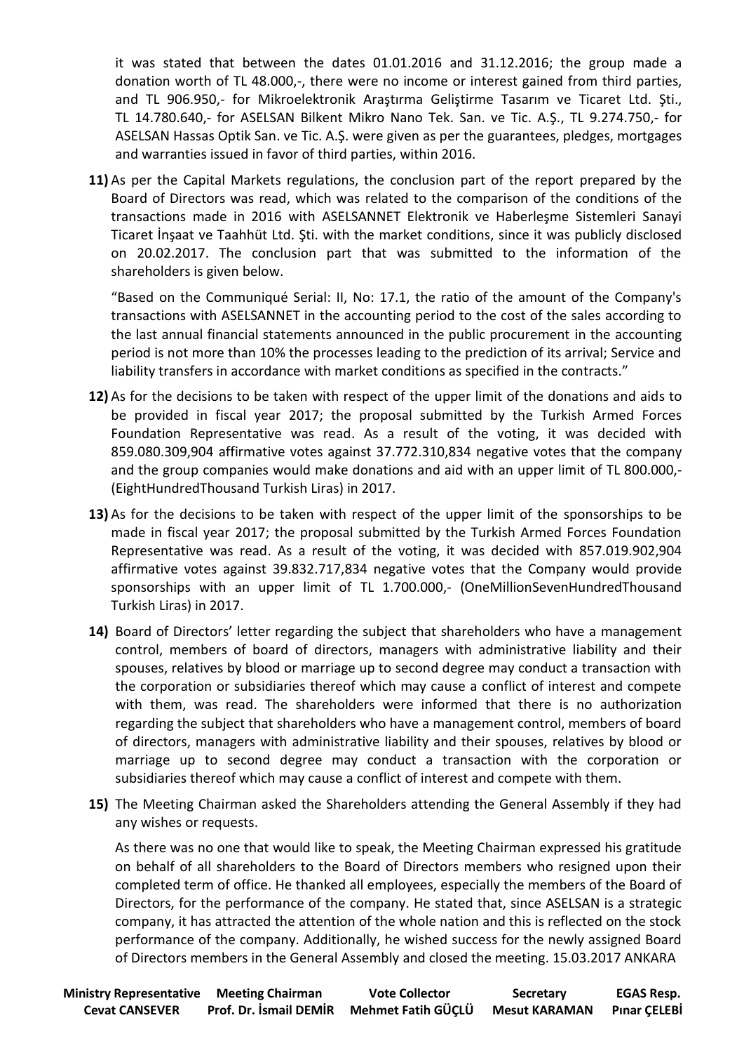it was stated that between the dates 01.01.2016 and 31.12.2016; the group made a donation worth of TL 48.000,-, there were no income or interest gained from third parties, and TL 906.950,- for Mikroelektronik Araştırma Geliştirme Tasarım ve Ticaret Ltd. Şti., TL 14.780.640,- for ASELSAN Bilkent Mikro Nano Tek. San. ve Tic. A.Ş., TL 9.274.750,- for ASELSAN Hassas Optik San. ve Tic. A.Ş. were given as per the guarantees, pledges, mortgages and warranties issued in favor of third parties, within 2016.

**11)** As per the Capital Markets regulations, the conclusion part of the report prepared by the Board of Directors was read, which was related to the comparison of the conditions of the transactions made in 2016 with ASELSANNET Elektronik ve Haberleşme Sistemleri Sanayi Ticaret İnşaat ve Taahhüt Ltd. Şti. with the market conditions, since it was publicly disclosed on 20.02.2017. The conclusion part that was submitted to the information of the shareholders is given below.

"Based on the Communiqué Serial: II, No: 17.1, the ratio of the amount of the Company's transactions with ASELSANNET in the accounting period to the cost of the sales according to the last annual financial statements announced in the public procurement in the accounting period is not more than 10% the processes leading to the prediction of its arrival; Service and liability transfers in accordance with market conditions as specified in the contracts."

**12)** As for the decisions to be taken with respect of the upper limit of the donations and aids to be provided in fiscal year 2017; the proposal submitted by the Turkish Armed Forces Foundation Representative was read. As a result of the voting, it was decided with 859.080.309,904 affirmative votes against 37.772.310,834 negative votes that the company and the group companies would make donations and aid with an upper limit of TL 800.000,- (EightHundredThousand Turkish Liras) in 2017.

**13)** As for the decisions to be taken with respect of the upper limit of the sponsorships to be made in fiscal year 2017; the proposal submitted by the Turkish Armed Forces Foundation Representative was read. As a result of the voting, it was decided with 857.019.902,904 affirmative votes against 39.832.717,834 negative votes that the Company would provide sponsorships with an upper limit of TL 1.700.000,- (OneMillionSevenHundredThousand Turkish Liras) in 2017.

**14)** Board of Directors' letter regarding the subject that shareholders who have a management control, members of board of directors, managers with administrative liability and their spouses, relatives by blood or marriage up to second degree may conduct a transaction with the corporation or subsidiaries thereof which may cause a conflict of interest and compete with them, was read. The shareholders were informed that there is no authorization regarding the subject that shareholders who have a management control, members of board of directors, managers with administrative liability and their spouses, relatives by blood or marriage up to second degree may conduct a transaction with the corporation or subsidiaries thereof which may cause a conflict of interest and compete with them.

**15)** The Meeting Chairman asked the Shareholders attending the General Assembly if they had any wishes or requests.

As there was no one that would like to speak, the Meeting Chairman expressed his gratitude on behalf of all shareholders to the Board of Directors members who resigned upon their completed term of office. He thanked all employees, especially the members of the Board of Directors, for the performance of the company. He stated that, since ASELSAN is a strategic company, it has attracted the attention of the whole nation and this is reflected on the stock performance of the company. Additionally, he wished success for the newly assigned Board of Directors members in the General Assembly and closed the meeting. 15.03.2017 ANKARA

| Ministry Representative | Meeting Chairman | Vote Collector | Secretary | EGAS Resp. |
|---|---|---|---|---|
| Cevat CANSEVER | Prof. Dr. İsmail DEMİR | Mehmet Fatih GÜÇLÜ | Mesut KARAMAN | Pınar ÇELEBİ |